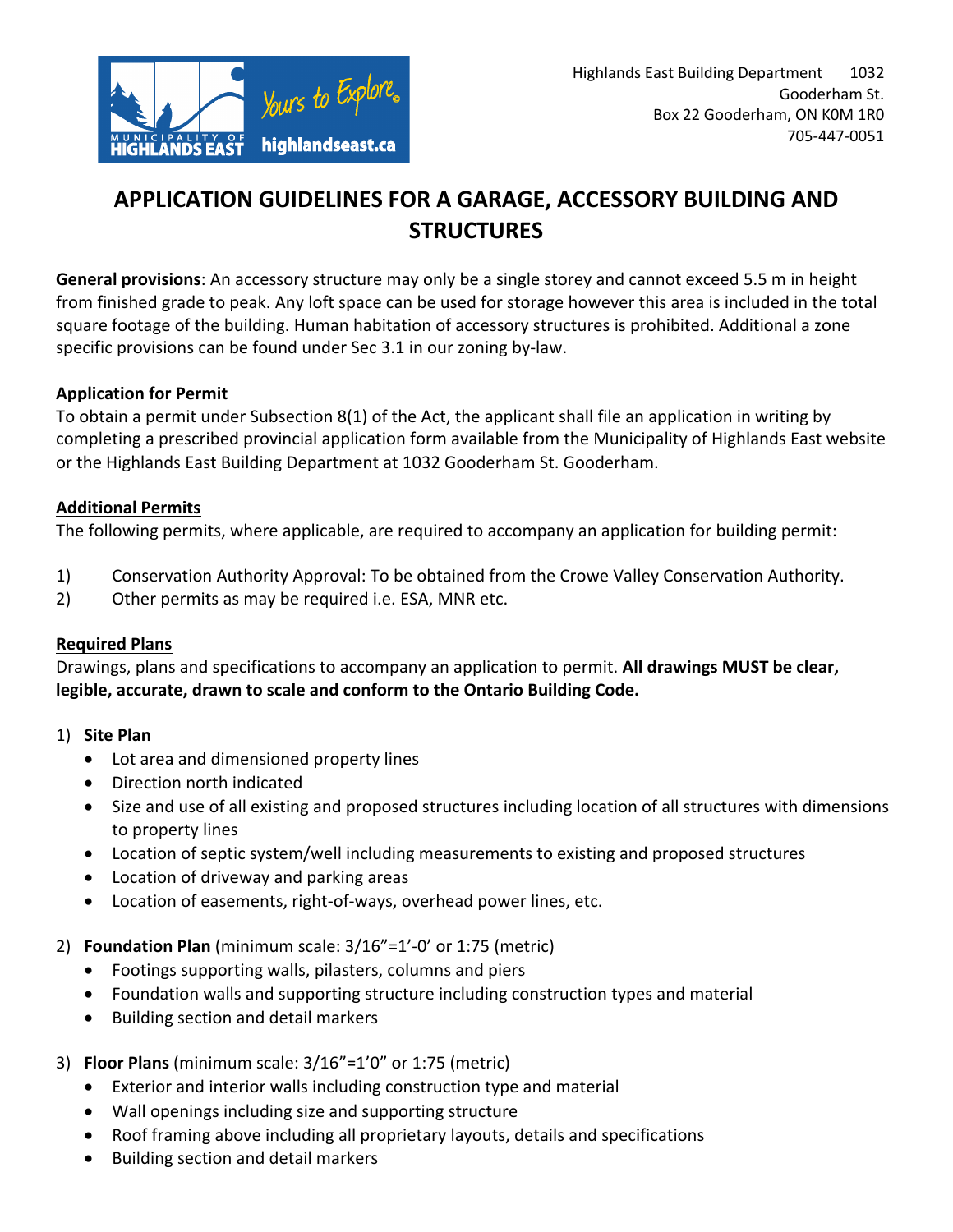Highlands East Building Department 1032 Gooderham St.
Box 22 Gooderham, ON K0M 1R0
705-447-0051

# APPLICATION GUIDELINES FOR A GARAGE, ACCESSORY BUILDING AND STRUCTURES

**General provisions**: An accessory structure may only be a single storey and cannot exceed 5.5 m in height from finished grade to peak. Any loft space can be used for storage however this area is included in the total square footage of the building. Human habitation of accessory structures is prohibited. Additional a zone specific provisions can be found under Sec 3.1 in our zoning by-law.

## Application for Permit

To obtain a permit under Subsection 8(1) of the Act, the applicant shall file an application in writing by completing a prescribed provincial application form available from the Municipality of Highlands East website or the Highlands East Building Department at 1032 Gooderham St. Gooderham.

## Additional Permits

The following permits, where applicable, are required to accompany an application for building permit:

1) Conservation Authority Approval: To be obtained from the Crowe Valley Conservation Authority.
2) Other permits as may be required i.e. ESA, MNR etc.

## Required Plans

Drawings, plans and specifications to accompany an application to permit. **All drawings MUST be clear, legible, accurate, drawn to scale and conform to the Ontario Building Code.**

1) **Site Plan**
   - Lot area and dimensioned property lines
   - Direction north indicated
   - Size and use of all existing and proposed structures including location of all structures with dimensions to property lines
   - Location of septic system/well including measurements to existing and proposed structures
   - Location of driveway and parking areas
   - Location of easements, right-of-ways, overhead power lines, etc.

2) **Foundation Plan** (minimum scale: 3/16"=1'-0' or 1:75 (metric)
   - Footings supporting walls, pilasters, columns and piers
   - Foundation walls and supporting structure including construction types and material
   - Building section and detail markers

3) **Floor Plans** (minimum scale: 3/16"=1'0" or 1:75 (metric)
   - Exterior and interior walls including construction type and material
   - Wall openings including size and supporting structure
   - Roof framing above including all proprietary layouts, details and specifications
   - Building section and detail markers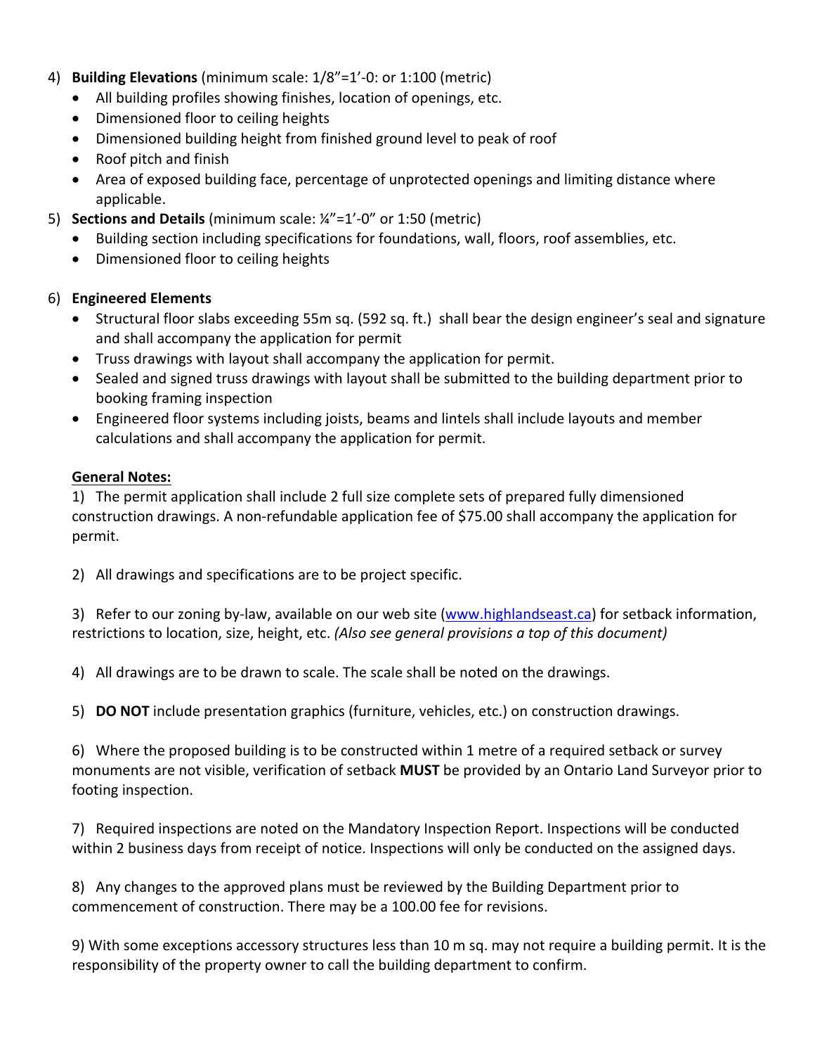4) **Building Elevations** (minimum scale: 1/8"=1'-0: or 1:100 (metric)
   - All building profiles showing finishes, location of openings, etc.
   - Dimensioned floor to ceiling heights
   - Dimensioned building height from finished ground level to peak of roof
   - Roof pitch and finish
   - Area of exposed building face, percentage of unprotected openings and limiting distance where applicable.
5) **Sections and Details** (minimum scale: ¼"=1'-0" or 1:50 (metric)
   - Building section including specifications for foundations, wall, floors, roof assemblies, etc.
   - Dimensioned floor to ceiling heights

6) **Engineered Elements**
   - Structural floor slabs exceeding 55m sq. (592 sq. ft.) shall bear the design engineer's seal and signature and shall accompany the application for permit
   - Truss drawings with layout shall accompany the application for permit.
   - Sealed and signed truss drawings with layout shall be submitted to the building department prior to booking framing inspection
   - Engineered floor systems including joists, beams and lintels shall include layouts and member calculations and shall accompany the application for permit.

<u>**General Notes:**</u>

1) The permit application shall include 2 full size complete sets of prepared fully dimensioned construction drawings. A non-refundable application fee of $75.00 shall accompany the application for permit.

2) All drawings and specifications are to be project specific.

3) Refer to our zoning by-law, available on our web site (www.highlandseast.ca) for setback information, restrictions to location, size, height, etc. *(Also see general provisions a top of this document)*

4) All drawings are to be drawn to scale. The scale shall be noted on the drawings.

5) **DO NOT** include presentation graphics (furniture, vehicles, etc.) on construction drawings.

6) Where the proposed building is to be constructed within 1 metre of a required setback or survey monuments are not visible, verification of setback **MUST** be provided by an Ontario Land Surveyor prior to footing inspection.

7) Required inspections are noted on the Mandatory Inspection Report. Inspections will be conducted within 2 business days from receipt of notice. Inspections will only be conducted on the assigned days.

8) Any changes to the approved plans must be reviewed by the Building Department prior to commencement of construction. There may be a 100.00 fee for revisions.

9) With some exceptions accessory structures less than 10 m sq. may not require a building permit. It is the responsibility of the property owner to call the building department to confirm.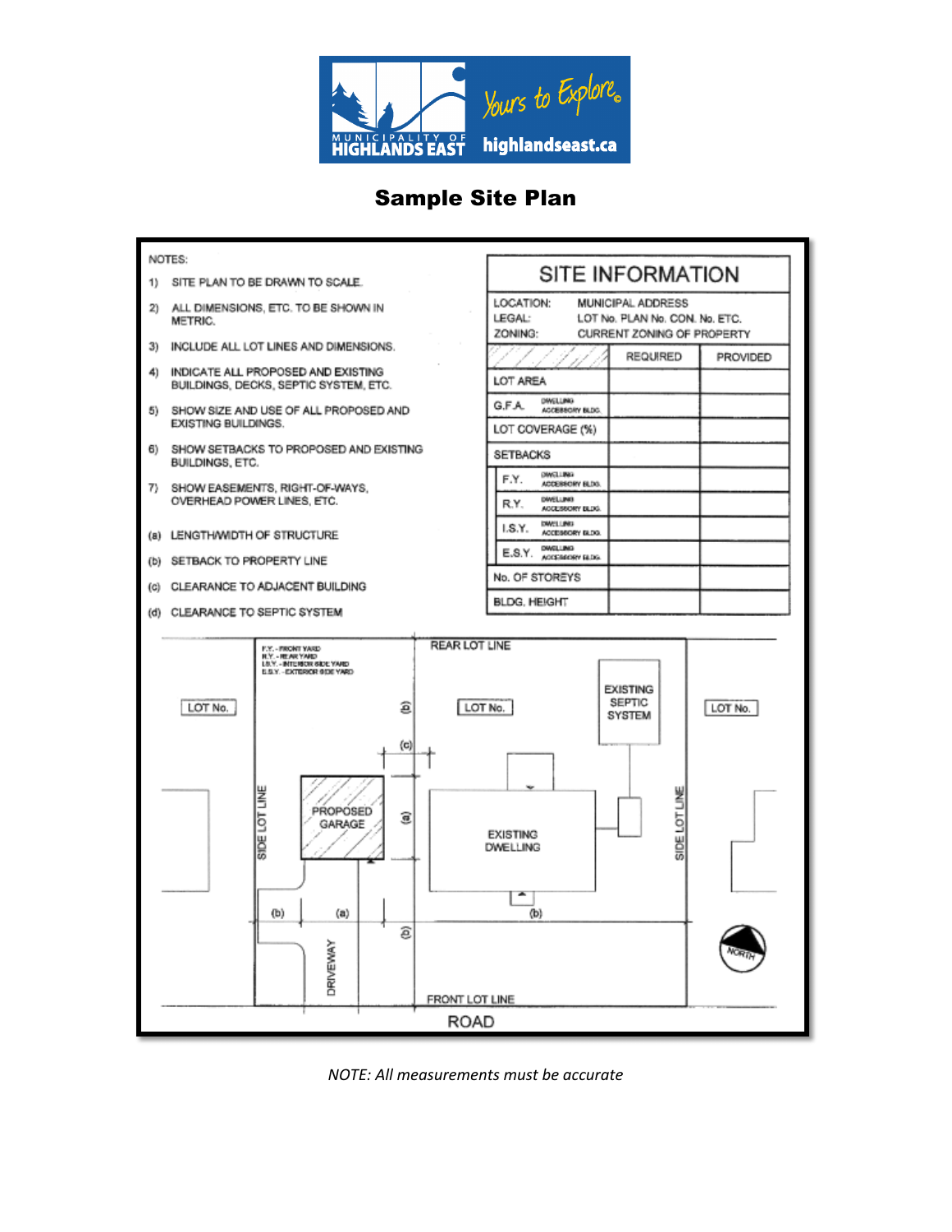# Sample Site Plan

NOTES:

1) SITE PLAN TO BE DRAWN TO SCALE.
2) ALL DIMENSIONS, ETC. TO BE SHOWN IN METRIC.
3) INCLUDE ALL LOT LINES AND DIMENSIONS.
4) INDICATE ALL PROPOSED AND EXISTING BUILDINGS, DECKS, SEPTIC SYSTEM, ETC.
5) SHOW SIZE AND USE OF ALL PROPOSED AND EXISTING BUILDINGS.
6) SHOW SETBACKS TO PROPOSED AND EXISTING BUILDINGS, ETC.
7) SHOW EASEMENTS, RIGHT-OF-WAYS, OVERHEAD POWER LINES, ETC.

(a) LENGTH/WIDTH OF STRUCTURE

(b) SETBACK TO PROPERTY LINE

(c) CLEARANCE TO ADJACENT BUILDING

(d) CLEARANCE TO SEPTIC SYSTEM

## SITE INFORMATION

LOCATION: MUNICIPAL ADDRESS

LEGAL: LOT No. PLAN No. CON. No. ETC.

ZONING: CURRENT ZONING OF PROPERTY

| | REQUIRED | PROVIDED |
|---|---|---|
| LOT AREA | | |
| G.F.A. DWELLING / ACCESSORY BLDG. | | |
| LOT COVERAGE (%) | | |
| SETBACKS | | |
| F.Y. DWELLING / ACCESSORY BLDG. | | |
| R.Y. DWELLING / ACCESSORY BLDG. | | |
| I.S.Y. DWELLING / ACCESSORY BLDG. | | |
| E.S.Y. DWELLING / ACCESSORY BLDG. | | |
| No. OF STOREYS | | |
| BLDG. HEIGHT | | |

F.Y. - FRONT YARD
R.Y. - REAR YARD
I.S.Y. - INTERIOR SIDE YARD
E.S.Y. - EXTERIOR SIDE YARD

REAR LOT LINE | LOT No. | LOT No. | LOT No. | EXISTING SEPTIC SYSTEM | PROPOSED GARAGE | EXISTING DWELLING | SIDE LOT LINE | SIDE LOT LINE | DRIVEWAY | FRONT LOT LINE | ROAD | NORTH | (a) | (b) | (c)

*NOTE: All measurements must be accurate*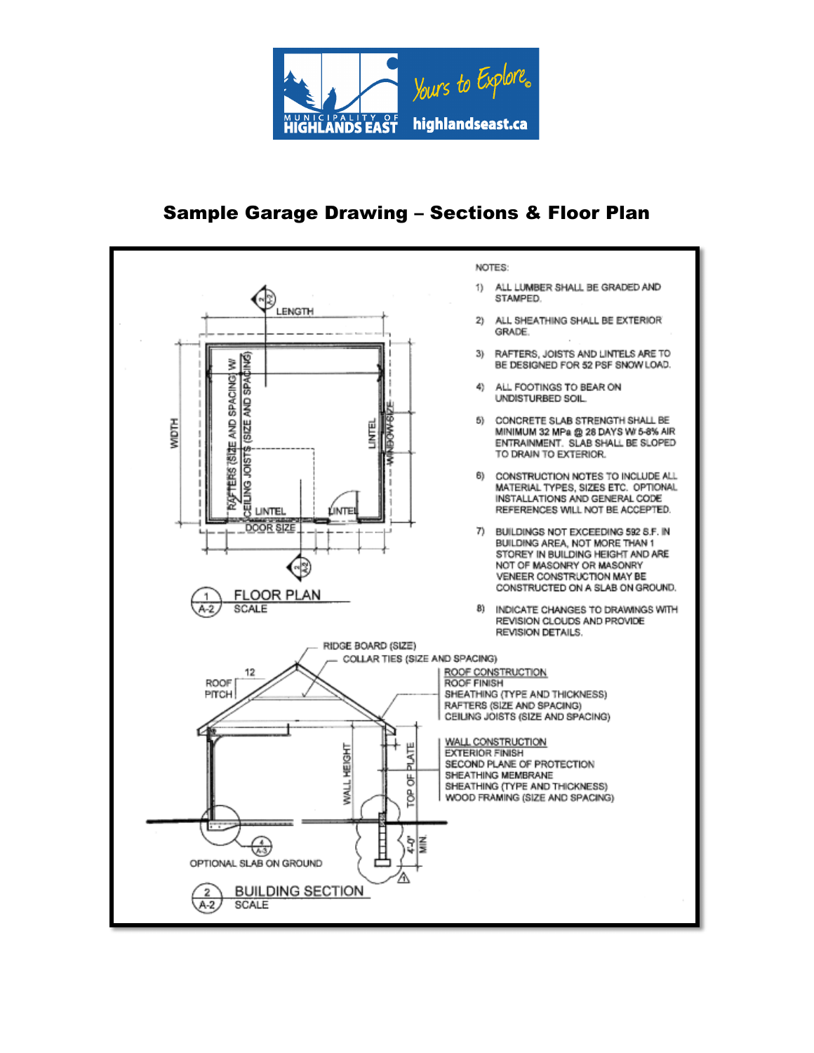## Sample Garage Drawing – Sections & Floor Plan

NOTES:

1) ALL LUMBER SHALL BE GRADED AND STAMPED.
2) ALL SHEATHING SHALL BE EXTERIOR GRADE.
3) RAFTERS, JOISTS AND LINTELS ARE TO BE DESIGNED FOR 52 PSF SNOW LOAD.
4) ALL FOOTINGS TO BEAR ON UNDISTURBED SOIL.
5) CONCRETE SLAB STRENGTH SHALL BE MINIMUM 32 MPa @ 28 DAYS W/ 5-8% AIR ENTRAINMENT. SLAB SHALL BE SLOPED TO DRAIN TO EXTERIOR.
6) CONSTRUCTION NOTES TO INCLUDE ALL MATERIAL TYPES, SIZES ETC. OPTIONAL INSTALLATIONS AND GENERAL CODE REFERENCES WILL NOT BE ACCEPTED.
7) BUILDINGS NOT EXCEEDING 592 S.F. IN BUILDING AREA, NOT MORE THAN 1 STOREY IN BUILDING HEIGHT AND ARE NOT OF MASONRY OR MASONRY VENEER CONSTRUCTION MAY BE CONSTRUCTED ON A SLAB ON GROUND.
8) INDICATE CHANGES TO DRAWINGS WITH REVISION CLOUDS AND PROVIDE REVISION DETAILS.

LENGTH

WIDTH

RAFTERS (SIZE AND SPACING) W/ CEILING JOISTS (SIZE AND SPACING)

LINTEL

WINDOW SIZE

LINTEL

LINTEL

DOOR SIZE

1/A-2 FLOOR PLAN
SCALE

RIDGE BOARD (SIZE)

COLLAR TIES (SIZE AND SPACING)

ROOF PITCH 12

ROOF CONSTRUCTION
ROOF FINISH
SHEATHING (TYPE AND THICKNESS)
RAFTERS (SIZE AND SPACING)
CEILING JOISTS (SIZE AND SPACING)

WALL CONSTRUCTION
EXTERIOR FINISH
SECOND PLANE OF PROTECTION
SHEATHING MEMBRANE
SHEATHING (TYPE AND THICKNESS)
WOOD FRAMING (SIZE AND SPACING)

WALL HEIGHT

TOP OF PLATE

4'-0" MIN.

4/A-3

OPTIONAL SLAB ON GROUND

2/A-2 BUILDING SECTION
SCALE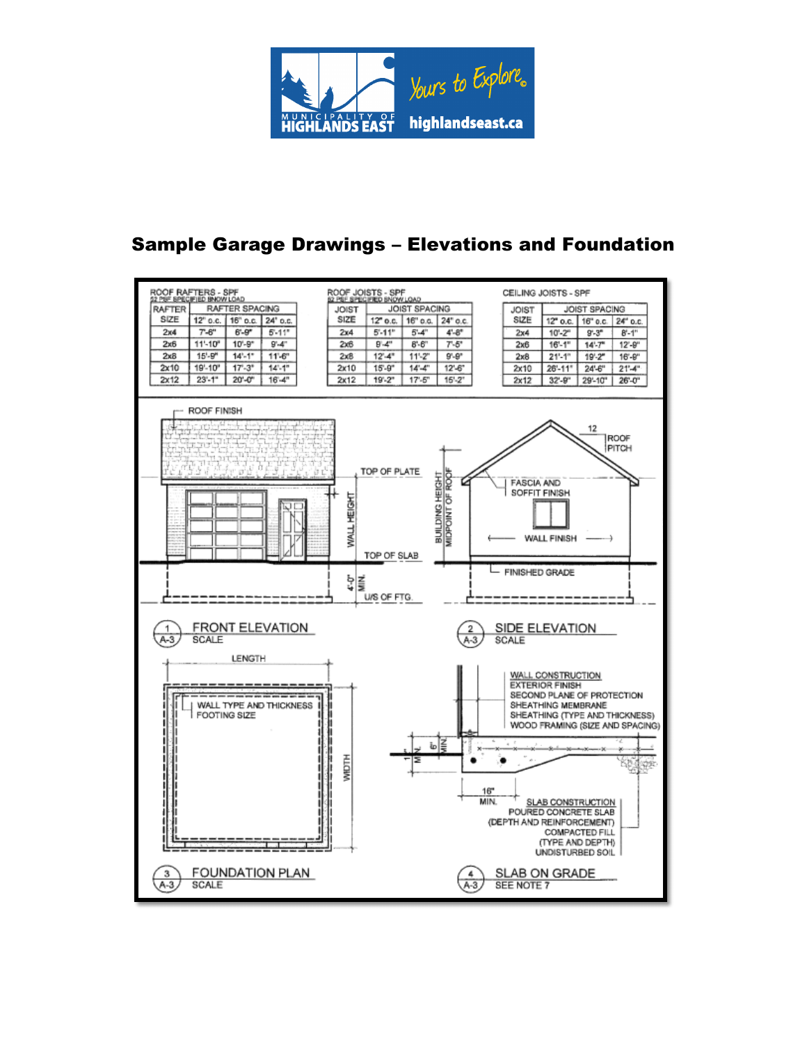# Sample Garage Drawings – Elevations and Foundation

ROOF RAFTERS - SPF
52 PSF SPECIFIED SNOW LOAD

| RAFTER SIZE | RAFTER SPACING 12" o.c. | 16" o.c. | 24" o.c. |
|---|---|---|---|
| 2x4 | 7'-6" | 6'-9" | 5'-11" |
| 2x6 | 11'-10" | 10'-9" | 9'-4" |
| 2x8 | 15'-9" | 14'-1" | 11'-6" |
| 2x10 | 19'-10" | 17'-3" | 14'-1" |
| 2x12 | 23'-1" | 20'-0" | 16'-4" |

ROOF JOISTS - SPF
52 PSF SPECIFIED SNOW LOAD

| JOIST SIZE | JOIST SPACING 12" o.c. | 16" o.c. | 24" o.c. |
|---|---|---|---|
| 2x4 | 5'-11" | 5'-4" | 4'-8" |
| 2x6 | 9'-4" | 8'-6" | 7'-5" |
| 2x8 | 12'-4" | 11'-2" | 9'-9" |
| 2x10 | 15'-9" | 14'-4" | 12'-6" |
| 2x12 | 19'-2" | 17'-5" | 15'-2" |

CEILING JOISTS - SPF

| JOIST SIZE | JOIST SPACING 12" o.c. | 16" o.c. | 24" o.c. |
|---|---|---|---|
| 2x4 | 10'-2" | 9'-3" | 8'-1" |
| 2x6 | 16'-1" | 14'-7" | 12'-9" |
| 2x8 | 21'-1" | 19'-2" | 16'-9" |
| 2x10 | 26'-11" | 24'-6" | 21'-4" |
| 2x12 | 32'-9" | 29'-10" | 26'-0" |

ROOF FINISH

TOP OF PLATE

WALL HEIGHT

TOP OF SLAB

4'-0" MIN.

U/S OF FTG.

BUILDING HEIGHT MIDPOINT OF ROOF

12

ROOF PITCH

FASCIA AND SOFFIT FINISH

WALL FINISH

FINISHED GRADE

1 A-3 FRONT ELEVATION
SCALE

2 A-3 SIDE ELEVATION
SCALE

LENGTH

WALL TYPE AND THICKNESS
FOOTING SIZE

WIDTH

WALL CONSTRUCTION
EXTERIOR FINISH
SECOND PLANE OF PROTECTION
SHEATHING MEMBRANE
SHEATHING (TYPE AND THICKNESS)
WOOD FRAMING (SIZE AND SPACING)

1" MIN.

6" MIN.

16" MIN.

SLAB CONSTRUCTION
POURED CONCRETE SLAB
(DEPTH AND REINFORCEMENT)
COMPACTED FILL
(TYPE AND DEPTH)
UNDISTURBED SOIL

3 A-3 FOUNDATION PLAN
SCALE

4 A-3 SLAB ON GRADE
SEE NOTE 7